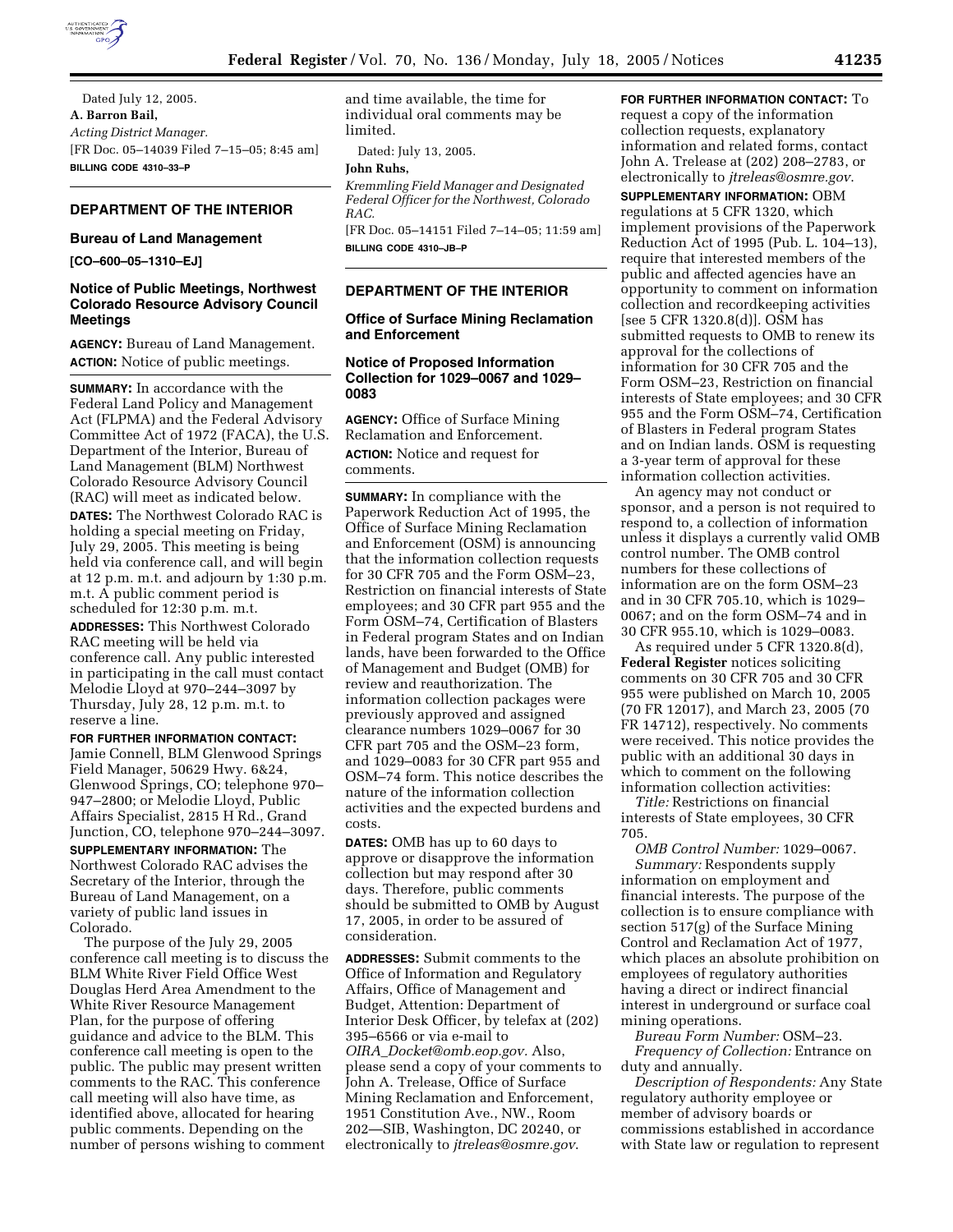Dated July 12, 2005.

**A. Barron Bail,**

*Acting District Manager.*

[FR Doc. 05–14039 Filed 7–15–05; 8:45 am]

**BILLING CODE 4310–33–P**

## DEPARTMENT OF THE INTERIOR

### Bureau of Land Management

**[CO–600–05–1310–EJ]**

### Notice of Public Meetings, Northwest Colorado Resource Advisory Council Meetings

**AGENCY:** Bureau of Land Management.

**ACTION:** Notice of public meetings.

**SUMMARY:** In accordance with the Federal Land Policy and Management Act (FLPMA) and the Federal Advisory Committee Act of 1972 (FACA), the U.S. Department of the Interior, Bureau of Land Management (BLM) Northwest Colorado Resource Advisory Council (RAC) will meet as indicated below.

**DATES:** The Northwest Colorado RAC is holding a special meeting on Friday, July 29, 2005. This meeting is being held via conference call, and will begin at 12 p.m. m.t. and adjourn by 1:30 p.m. m.t. A public comment period is scheduled for 12:30 p.m. m.t.

**ADDRESSES:** This Northwest Colorado RAC meeting will be held via conference call. Any public interested in participating in the call must contact Melodie Lloyd at 970–244–3097 by Thursday, July 28, 12 p.m. m.t. to reserve a line.

**FOR FURTHER INFORMATION CONTACT:** Jamie Connell, BLM Glenwood Springs Field Manager, 50629 Hwy. 6&24, Glenwood Springs, CO; telephone 970–947–2800; or Melodie Lloyd, Public Affairs Specialist, 2815 H Rd., Grand Junction, CO, telephone 970–244–3097.

**SUPPLEMENTARY INFORMATION:** The Northwest Colorado RAC advises the Secretary of the Interior, through the Bureau of Land Management, on a variety of public land issues in Colorado.

The purpose of the July 29, 2005 conference call meeting is to discuss the BLM White River Field Office West Douglas Herd Area Amendment to the White River Resource Management Plan, for the purpose of offering guidance and advice to the BLM. This conference call meeting is open to the public. The public may present written comments to the RAC. This conference call meeting will also have time, as identified above, allocated for hearing public comments. Depending on the number of persons wishing to comment and time available, the time for individual oral comments may be limited.

Dated: July 13, 2005.

**John Ruhs,**

*Kremmling Field Manager and Designated Federal Officer for the Northwest, Colorado RAC.*

[FR Doc. 05–14151 Filed 7–14–05; 11:59 am]

**BILLING CODE 4310–JB–P**

## DEPARTMENT OF THE INTERIOR

### Office of Surface Mining Reclamation and Enforcement

### Notice of Proposed Information Collection for 1029–0067 and 1029–0083

**AGENCY:** Office of Surface Mining Reclamation and Enforcement.

**ACTION:** Notice and request for comments.

**SUMMARY:** In compliance with the Paperwork Reduction Act of 1995, the Office of Surface Mining Reclamation and Enforcement (OSM) is announcing that the information collection requests for 30 CFR 705 and the Form OSM–23, Restriction on financial interests of State employees; and 30 CFR part 955 and the Form OSM–74, Certification of Blasters in Federal program States and on Indian lands, have been forwarded to the Office of Management and Budget (OMB) for review and reauthorization. The information collection packages were previously approved and assigned clearance numbers 1029–0067 for 30 CFR part 705 and the OSM–23 form, and 1029–0083 for 30 CFR part 955 and OSM–74 form. This notice describes the nature of the information collection activities and the expected burdens and costs.

**DATES:** OMB has up to 60 days to approve or disapprove the information collection but may respond after 30 days. Therefore, public comments should be submitted to OMB by August 17, 2005, in order to be assured of consideration.

**ADDRESSES:** Submit comments to the Office of Information and Regulatory Affairs, Office of Management and Budget, Attention: Department of Interior Desk Officer, by telefax at (202) 395–6566 or via e-mail to *OIRA_Docket@omb.eop.gov.* Also, please send a copy of your comments to John A. Trelease, Office of Surface Mining Reclamation and Enforcement, 1951 Constitution Ave., NW., Room 202—SIB, Washington, DC 20240, or electronically to *jtreleas@osmre.gov*.

**FOR FURTHER INFORMATION CONTACT:** To request a copy of the information collection requests, explanatory information and related forms, contact John A. Trelease at (202) 208–2783, or electronically to *jtreleas@osmre.gov*.

**SUPPLEMENTARY INFORMATION:** OBM regulations at 5 CFR 1320, which implement provisions of the Paperwork Reduction Act of 1995 (Pub. L. 104–13), require that interested members of the public and affected agencies have an opportunity to comment on information collection and recordkeeping activities [see 5 CFR 1320.8(d)]. OSM has submitted requests to OMB to renew its approval for the collections of information for 30 CFR 705 and the Form OSM–23, Restriction on financial interests of State employees; and 30 CFR 955 and the Form OSM–74, Certification of Blasters in Federal program States and on Indian lands. OSM is requesting a 3-year term of approval for these information collection activities.

An agency may not conduct or sponsor, and a person is not required to respond to, a collection of information unless it displays a currently valid OMB control number. The OMB control numbers for these collections of information are on the form OSM–23 and in 30 CFR 705.10, which is 1029–0067; and on the form OSM–74 and in 30 CFR 955.10, which is 1029–0083.

As required under 5 CFR 1320.8(d), **Federal Register** notices soliciting comments on 30 CFR 705 and 30 CFR 955 were published on March 10, 2005 (70 FR 12017), and March 23, 2005 (70 FR 14712), respectively. No comments were received. This notice provides the public with an additional 30 days in which to comment on the following information collection activities:

*Title:* Restrictions on financial interests of State employees, 30 CFR 705.

*OMB Control Number:* 1029–0067.

*Summary:* Respondents supply information on employment and financial interests. The purpose of the collection is to ensure compliance with section 517(g) of the Surface Mining Control and Reclamation Act of 1977, which places an absolute prohibition on employees of regulatory authorities having a direct or indirect financial interest in underground or surface coal mining operations.

*Bureau Form Number:* OSM–23.

*Frequency of Collection:* Entrance on duty and annually.

*Description of Respondents:* Any State regulatory authority employee or member of advisory boards or commissions established in accordance with State law or regulation to represent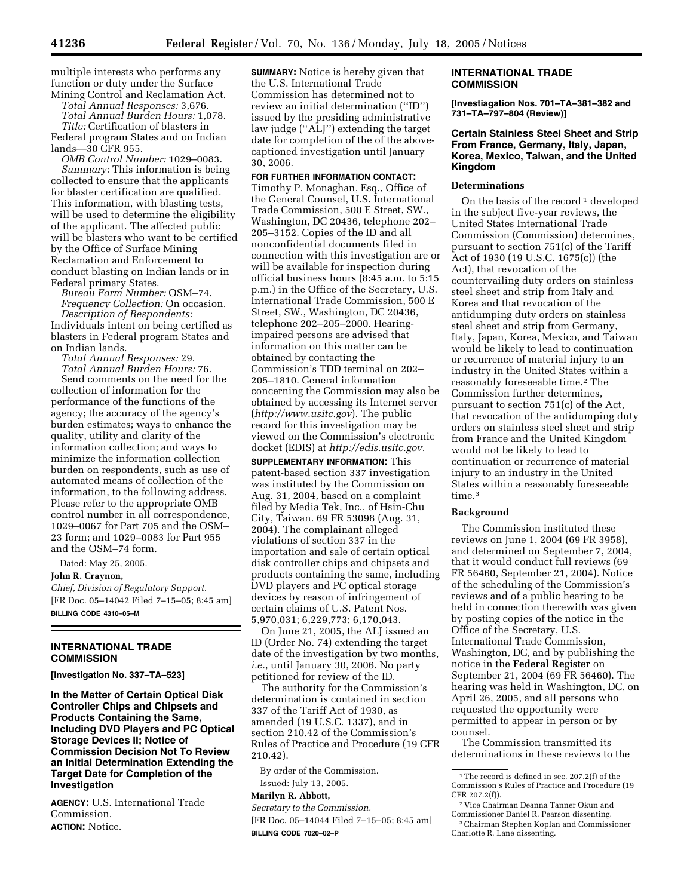multiple interests who performs any function or duty under the Surface Mining Control and Reclamation Act.

*Total Annual Responses:* 3,676.

*Total Annual Burden Hours:* 1,078.

*Title:* Certification of blasters in Federal program States and on Indian lands—30 CFR 955.

*OMB Control Number:* 1029–0083.

*Summary:* This information is being collected to ensure that the applicants for blaster certification are qualified. This information, with blasting tests, will be used to determine the eligibility of the applicant. The affected public will be blasters who want to be certified by the Office of Surface Mining Reclamation and Enforcement to conduct blasting on Indian lands or in Federal primary States.

*Bureau Form Number:* OSM–74.

*Frequency Collection:* On occasion.

*Description of Respondents:* Individuals intent on being certified as blasters in Federal program States and on Indian lands.

*Total Annual Responses:* 29.

*Total Annual Burden Hours:* 76.

Send comments on the need for the collection of information for the performance of the functions of the agency; the accuracy of the agency's burden estimates; ways to enhance the quality, utility and clarity of the information collection; and ways to minimize the information collection burden on respondents, such as use of automated means of collection of the information, to the following address. Please refer to the appropriate OMB control number in all correspondence, 1029–0067 for Part 705 and the OSM–23 form; and 1029–0083 for Part 955 and the OSM–74 form.

Dated: May 25, 2005.

**John R. Craynon,**

*Chief, Division of Regulatory Support.*

[FR Doc. 05–14042 Filed 7–15–05; 8:45 am]

**BILLING CODE 4310–05–M**

## INTERNATIONAL TRADE COMMISSION

**[Investigation No. 337–TA–523]**

### In the Matter of Certain Optical Disk Controller Chips and Chipsets and Products Containing the Same, Including DVD Players and PC Optical Storage Devices II; Notice of Commission Decision Not To Review an Initial Determination Extending the Target Date for Completion of the Investigation

**AGENCY:** U.S. International Trade Commission.

**ACTION:** Notice.

**SUMMARY:** Notice is hereby given that the U.S. International Trade Commission has determined not to review an initial determination (''ID'') issued by the presiding administrative law judge (''ALJ'') extending the target date for completion of the of the above-captioned investigation until January 30, 2006.

**FOR FURTHER INFORMATION CONTACT:** Timothy P. Monaghan, Esq., Office of the General Counsel, U.S. International Trade Commission, 500 E Street, SW., Washington, DC 20436, telephone 202–205–3152. Copies of the ID and all nonconfidential documents filed in connection with this investigation are or will be available for inspection during official business hours (8:45 a.m. to 5:15 p.m.) in the Office of the Secretary, U.S. International Trade Commission, 500 E Street, SW., Washington, DC 20436, telephone 202–205–2000. Hearing-impaired persons are advised that information on this matter can be obtained by contacting the Commission's TDD terminal on 202–205–1810. General information concerning the Commission may also be obtained by accessing its Internet server (*http://www.usitc.gov*). The public record for this investigation may be viewed on the Commission's electronic docket (EDIS) at *http://edis.usitc.gov*.

**SUPPLEMENTARY INFORMATION:** This patent-based section 337 investigation was instituted by the Commission on Aug. 31, 2004, based on a complaint filed by Media Tek, Inc., of Hsin-Chu City, Taiwan. 69 FR 53098 (Aug. 31, 2004). The complainant alleged violations of section 337 in the importation and sale of certain optical disk controller chips and chipsets and products containing the same, including DVD players and PC optical storage devices by reason of infringement of certain claims of U.S. Patent Nos. 5,970,031; 6,229,773; 6,170,043.

On June 21, 2005, the ALJ issued an ID (Order No. 74) extending the target date of the investigation by two months, *i.e.*, until January 30, 2006. No party petitioned for review of the ID.

The authority for the Commission's determination is contained in section 337 of the Tariff Act of 1930, as amended (19 U.S.C. 1337), and in section 210.42 of the Commission's Rules of Practice and Procedure (19 CFR 210.42).

By order of the Commission.

Issued: July 13, 2005.

**Marilyn R. Abbott,**

*Secretary to the Commission.*

[FR Doc. 05–14044 Filed 7–15–05; 8:45 am]

**BILLING CODE 7020–02–P**

## INTERNATIONAL TRADE COMMISSION

**[Investigation Nos. 701–TA–381–382 and 731–TA–797–804 (Review)]**

### Certain Stainless Steel Sheet and Strip From France, Germany, Italy, Japan, Korea, Mexico, Taiwan, and the United Kingdom

#### Determinations

On the basis of the record [1] developed in the subject five-year reviews, the United States International Trade Commission (Commission) determines, pursuant to section 751(c) of the Tariff Act of 1930 (19 U.S.C. 1675(c)) (the Act), that revocation of the countervailing duty orders on stainless steel sheet and strip from Italy and Korea and that revocation of the antidumping duty orders on stainless steel sheet and strip from Germany, Italy, Japan, Korea, Mexico, and Taiwan would be likely to lead to continuation or recurrence of material injury to an industry in the United States within a reasonably foreseeable time.[2] The Commission further determines, pursuant to section 751(c) of the Act, that revocation of the antidumping duty orders on stainless steel sheet and strip from France and the United Kingdom would not be likely to lead to continuation or recurrence of material injury to an industry in the United States within a reasonably foreseeable time.[3]

#### Background

The Commission instituted these reviews on June 1, 2004 (69 FR 3958), and determined on September 7, 2004, that it would conduct full reviews (69 FR 56460, September 21, 2004). Notice of the scheduling of the Commission's reviews and of a public hearing to be held in connection therewith was given by posting copies of the notice in the Office of the Secretary, U.S. International Trade Commission, Washington, DC, and by publishing the notice in the **Federal Register** on September 21, 2004 (69 FR 56460). The hearing was held in Washington, DC, on April 26, 2005, and all persons who requested the opportunity were permitted to appear in person or by counsel.

The Commission transmitted its determinations in these reviews to the

[1] The record is defined in sec. 207.2(f) of the Commission's Rules of Practice and Procedure (19 CFR 207.2(f)).

[2] Vice Chairman Deanna Tanner Okun and Commissioner Daniel R. Pearson dissenting.

[3] Chairman Stephen Koplan and Commissioner Charlotte R. Lane dissenting.